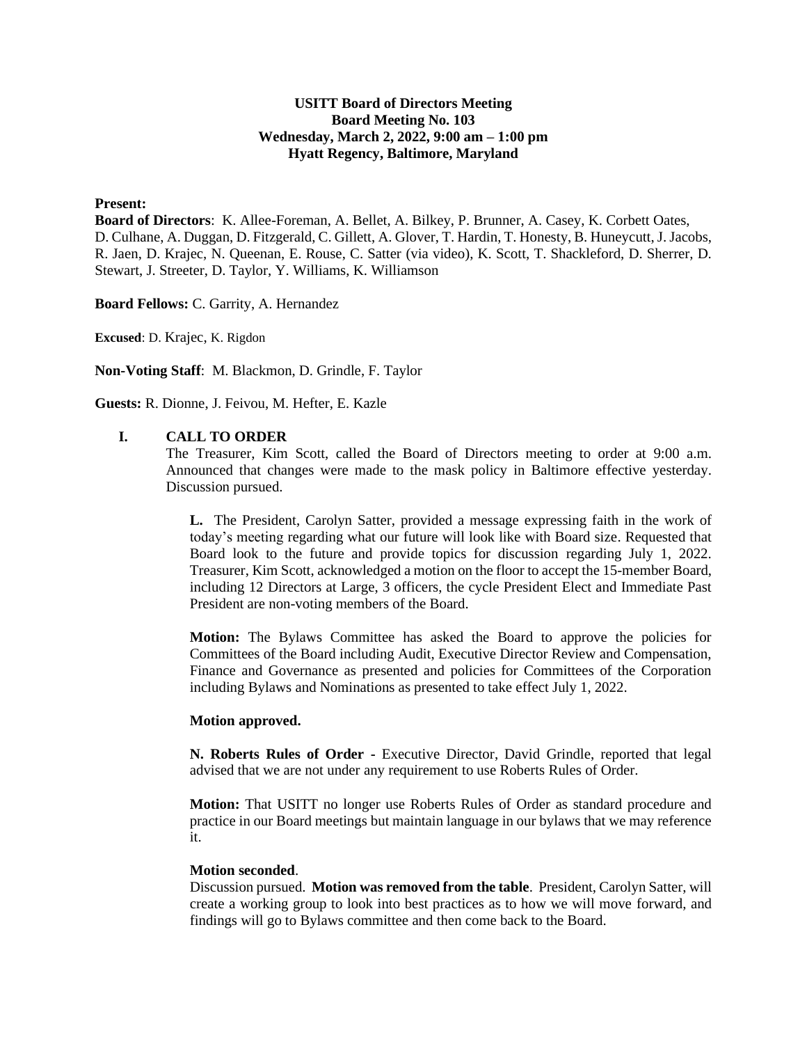**USITT Board of Directors Meeting**
**Board Meeting No. 103**
**Wednesday, March 2, 2022, 9:00 am – 1:00 pm**
**Hyatt Regency, Baltimore, Maryland**

**Present:**

**Board of Directors**: K. Allee-Foreman, A. Bellet, A. Bilkey, P. Brunner, A. Casey, K. Corbett Oates, D. Culhane, A. Duggan, D. Fitzgerald, C. Gillett, A. Glover, T. Hardin, T. Honesty, B. Huneycutt, J. Jacobs, R. Jaen, D. Krajec, N. Queenan, E. Rouse, C. Satter (via video), K. Scott, T. Shackleford, D. Sherrer, D. Stewart, J. Streeter, D. Taylor, Y. Williams, K. Williamson

**Board Fellows:** C. Garrity, A. Hernandez

**Excused**: D. Krajec, K. Rigdon

**Non-Voting Staff**: M. Blackmon, D. Grindle, F. Taylor

**Guests:** R. Dionne, J. Feivou, M. Hefter, E. Kazle

## I. CALL TO ORDER

The Treasurer, Kim Scott, called the Board of Directors meeting to order at 9:00 a.m. Announced that changes were made to the mask policy in Baltimore effective yesterday. Discussion pursued.

**L.** The President, Carolyn Satter, provided a message expressing faith in the work of today's meeting regarding what our future will look like with Board size. Requested that Board look to the future and provide topics for discussion regarding July 1, 2022. Treasurer, Kim Scott, acknowledged a motion on the floor to accept the 15-member Board, including 12 Directors at Large, 3 officers, the cycle President Elect and Immediate Past President are non-voting members of the Board.

**Motion:** The Bylaws Committee has asked the Board to approve the policies for Committees of the Board including Audit, Executive Director Review and Compensation, Finance and Governance as presented and policies for Committees of the Corporation including Bylaws and Nominations as presented to take effect July 1, 2022.

**Motion approved.**

**N. Roberts Rules of Order -** Executive Director, David Grindle, reported that legal advised that we are not under any requirement to use Roberts Rules of Order.

**Motion:** That USITT no longer use Roberts Rules of Order as standard procedure and practice in our Board meetings but maintain language in our bylaws that we may reference it.

**Motion seconded**.

Discussion pursued. **Motion was removed from the table**. President, Carolyn Satter, will create a working group to look into best practices as to how we will move forward, and findings will go to Bylaws committee and then come back to the Board.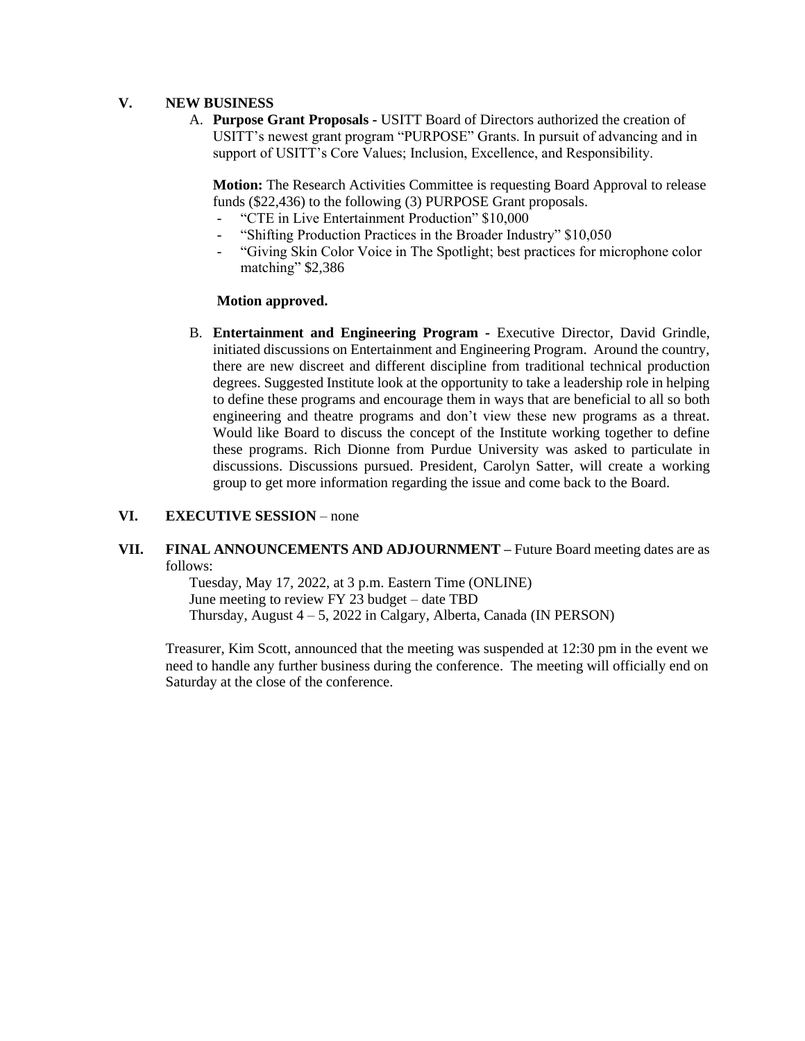## V. NEW BUSINESS

A. **Purpose Grant Proposals -** USITT Board of Directors authorized the creation of USITT's newest grant program "PURPOSE" Grants. In pursuit of advancing and in support of USITT's Core Values; Inclusion, Excellence, and Responsibility.

   **Motion:** The Research Activities Committee is requesting Board Approval to release funds ($22,436) to the following (3) PURPOSE Grant proposals.
   - "CTE in Live Entertainment Production" $10,000
   - "Shifting Production Practices in the Broader Industry" $10,050
   - "Giving Skin Color Voice in The Spotlight; best practices for microphone color matching" $2,386

   **Motion approved.**

B. **Entertainment and Engineering Program -** Executive Director, David Grindle, initiated discussions on Entertainment and Engineering Program. Around the country, there are new discreet and different discipline from traditional technical production degrees. Suggested Institute look at the opportunity to take a leadership role in helping to define these programs and encourage them in ways that are beneficial to all so both engineering and theatre programs and don't view these new programs as a threat. Would like Board to discuss the concept of the Institute working together to define these programs. Rich Dionne from Purdue University was asked to particulate in discussions. Discussions pursued. President, Carolyn Satter, will create a working group to get more information regarding the issue and come back to the Board.

## VI. EXECUTIVE SESSION – none

## VII. FINAL ANNOUNCEMENTS AND ADJOURNMENT – Future Board meeting dates are as follows:

Tuesday, May 17, 2022, at 3 p.m. Eastern Time (ONLINE)
June meeting to review FY 23 budget – date TBD
Thursday, August 4 – 5, 2022 in Calgary, Alberta, Canada (IN PERSON)

Treasurer, Kim Scott, announced that the meeting was suspended at 12:30 pm in the event we need to handle any further business during the conference. The meeting will officially end on Saturday at the close of the conference.